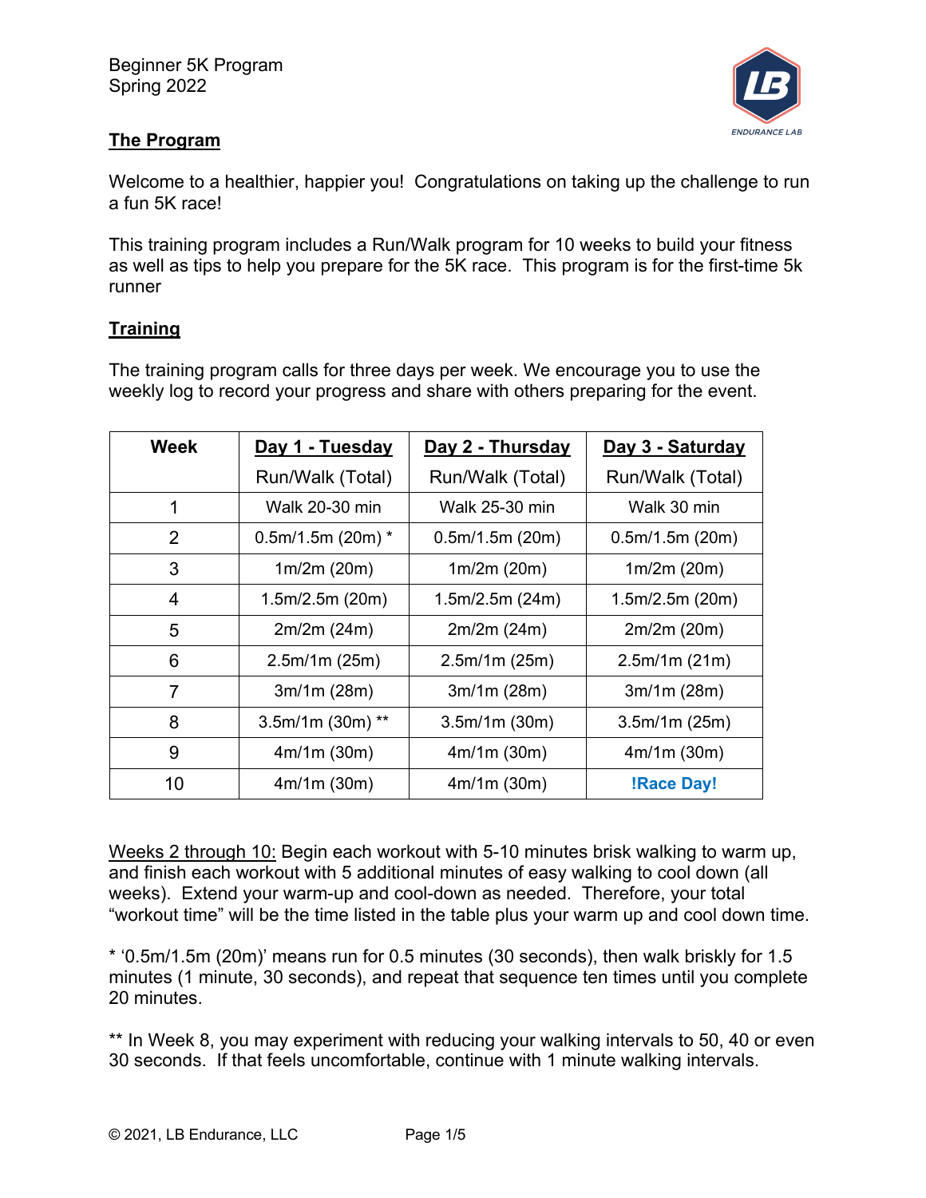Beginner 5K Program
Spring 2022

## The Program

Welcome to a healthier, happier you! Congratulations on taking up the challenge to run a fun 5K race!

This training program includes a Run/Walk program for 10 weeks to build your fitness as well as tips to help you prepare for the 5K race. This program is for the first-time 5k runner

## Training

The training program calls for three days per week. We encourage you to use the weekly log to record your progress and share with others preparing for the event.

| Week | Day 1 - Tuesday | Day 2 - Thursday | Day 3 - Saturday |
|---|---|---|---|
| | Run/Walk (Total) | Run/Walk (Total) | Run/Walk (Total) |
| 1 | Walk 20-30 min | Walk 25-30 min | Walk 30 min |
| 2 | 0.5m/1.5m (20m) * | 0.5m/1.5m (20m) | 0.5m/1.5m (20m) |
| 3 | 1m/2m (20m) | 1m/2m (20m) | 1m/2m (20m) |
| 4 | 1.5m/2.5m (20m) | 1.5m/2.5m (24m) | 1.5m/2.5m (20m) |
| 5 | 2m/2m (24m) | 2m/2m (24m) | 2m/2m (20m) |
| 6 | 2.5m/1m (25m) | 2.5m/1m (25m) | 2.5m/1m (21m) |
| 7 | 3m/1m (28m) | 3m/1m (28m) | 3m/1m (28m) |
| 8 | 3.5m/1m (30m) ** | 3.5m/1m (30m) | 3.5m/1m (25m) |
| 9 | 4m/1m (30m) | 4m/1m (30m) | 4m/1m (30m) |
| 10 | 4m/1m (30m) | 4m/1m (30m) | **!Race Day!** |

Weeks 2 through 10: Begin each workout with 5-10 minutes brisk walking to warm up, and finish each workout with 5 additional minutes of easy walking to cool down (all weeks). Extend your warm-up and cool-down as needed. Therefore, your total "workout time" will be the time listed in the table plus your warm up and cool down time.

* '0.5m/1.5m (20m)' means run for 0.5 minutes (30 seconds), then walk briskly for 1.5 minutes (1 minute, 30 seconds), and repeat that sequence ten times until you complete 20 minutes.

** In Week 8, you may experiment with reducing your walking intervals to 50, 40 or even 30 seconds. If that feels uncomfortable, continue with 1 minute walking intervals.

© 2021, LB Endurance, LLC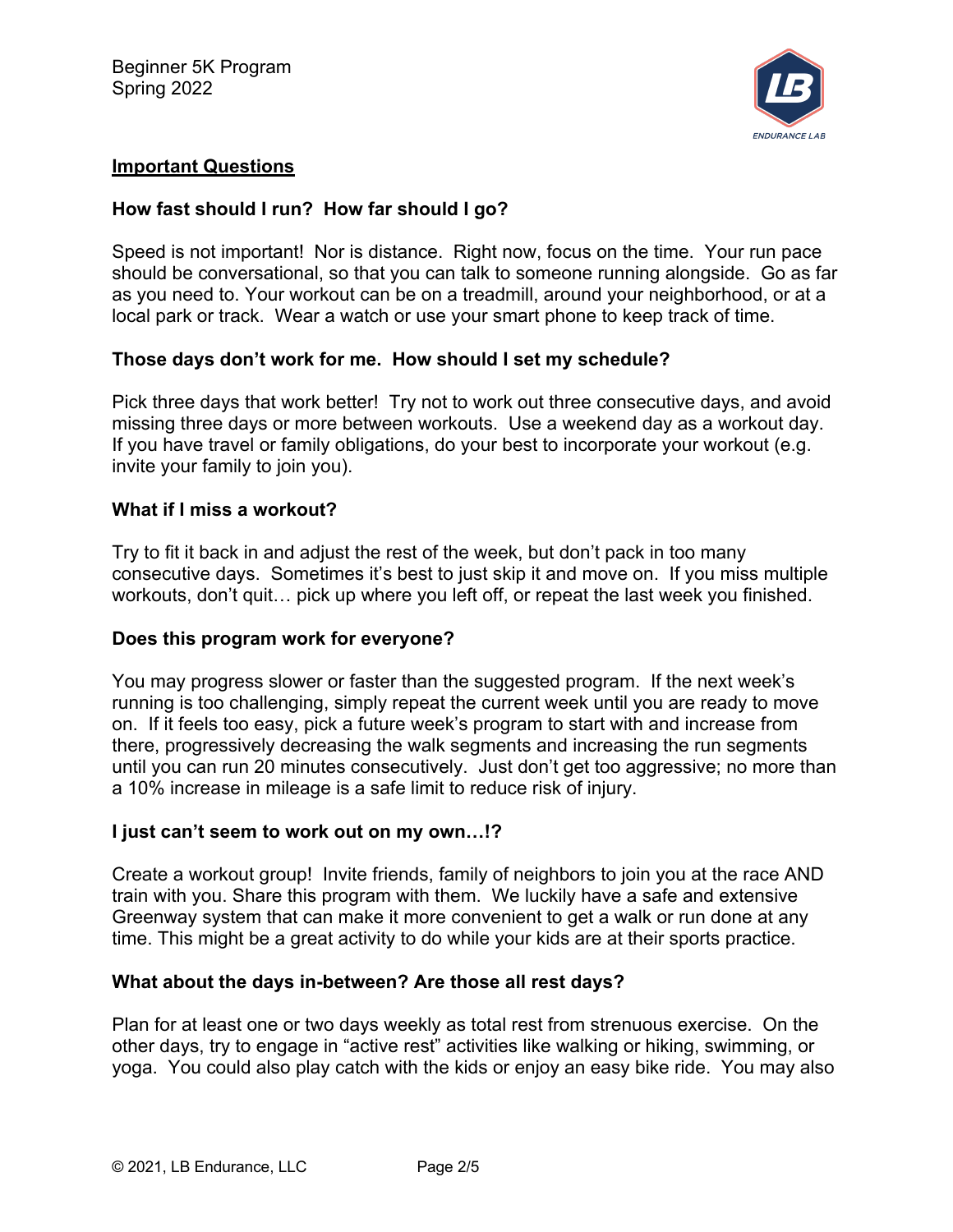## Important Questions

### How fast should I run? How far should I go?

Speed is not important! Nor is distance. Right now, focus on the time. Your run pace should be conversational, so that you can talk to someone running alongside. Go as far as you need to. Your workout can be on a treadmill, around your neighborhood, or at a local park or track. Wear a watch or use your smart phone to keep track of time.

### Those days don't work for me. How should I set my schedule?

Pick three days that work better! Try not to work out three consecutive days, and avoid missing three days or more between workouts. Use a weekend day as a workout day. If you have travel or family obligations, do your best to incorporate your workout (e.g. invite your family to join you).

### What if I miss a workout?

Try to fit it back in and adjust the rest of the week, but don't pack in too many consecutive days. Sometimes it's best to just skip it and move on. If you miss multiple workouts, don't quit… pick up where you left off, or repeat the last week you finished.

### Does this program work for everyone?

You may progress slower or faster than the suggested program. If the next week's running is too challenging, simply repeat the current week until you are ready to move on. If it feels too easy, pick a future week's program to start with and increase from there, progressively decreasing the walk segments and increasing the run segments until you can run 20 minutes consecutively. Just don't get too aggressive; no more than a 10% increase in mileage is a safe limit to reduce risk of injury.

### I just can't seem to work out on my own…!?

Create a workout group! Invite friends, family of neighbors to join you at the race AND train with you. Share this program with them. We luckily have a safe and extensive Greenway system that can make it more convenient to get a walk or run done at any time. This might be a great activity to do while your kids are at their sports practice.

### What about the days in-between? Are those all rest days?

Plan for at least one or two days weekly as total rest from strenuous exercise. On the other days, try to engage in "active rest" activities like walking or hiking, swimming, or yoga. You could also play catch with the kids or enjoy an easy bike ride. You may also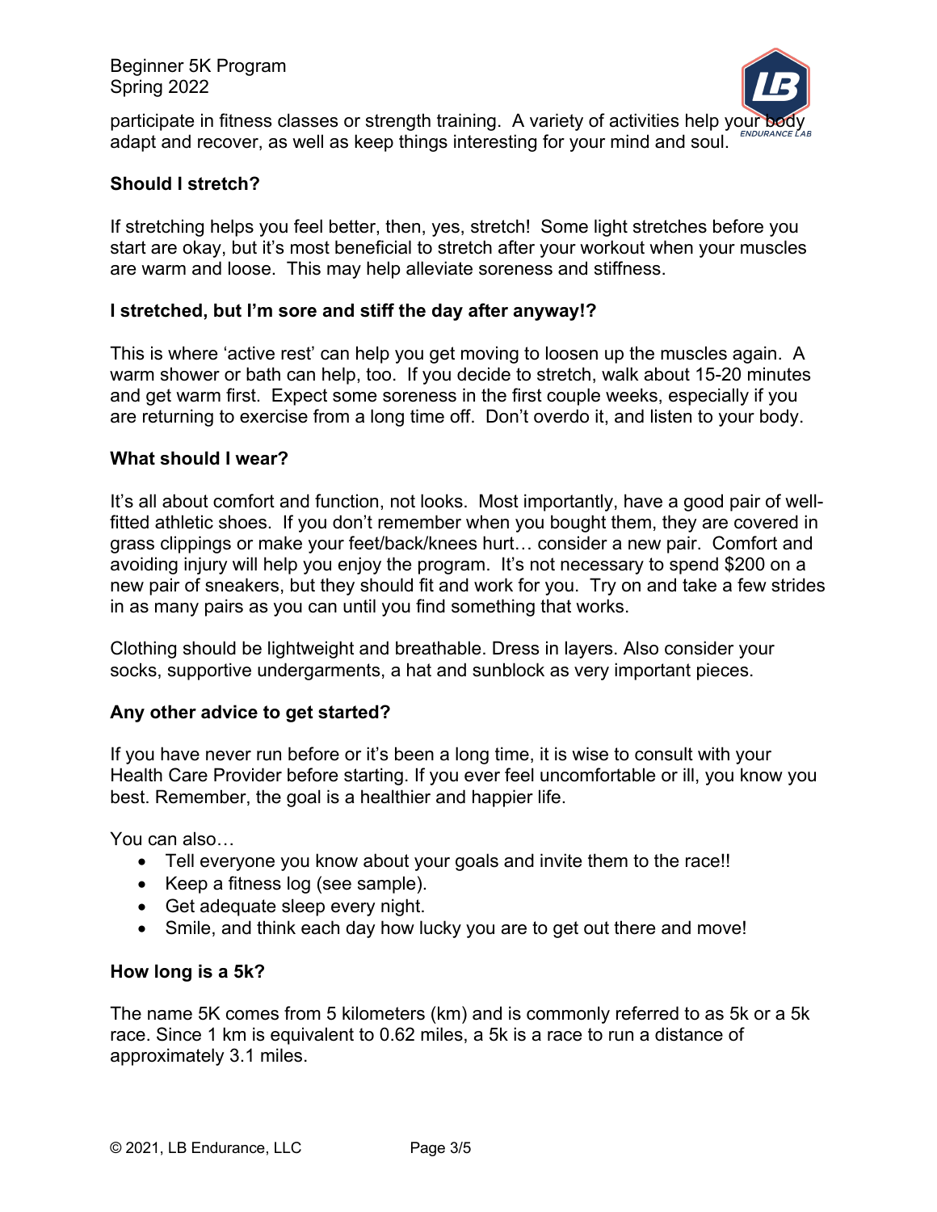participate in fitness classes or strength training. A variety of activities help your body adapt and recover, as well as keep things interesting for your mind and soul.

**Should I stretch?**

If stretching helps you feel better, then, yes, stretch! Some light stretches before you start are okay, but it's most beneficial to stretch after your workout when your muscles are warm and loose. This may help alleviate soreness and stiffness.

**I stretched, but I'm sore and stiff the day after anyway!?**

This is where 'active rest' can help you get moving to loosen up the muscles again. A warm shower or bath can help, too. If you decide to stretch, walk about 15-20 minutes and get warm first. Expect some soreness in the first couple weeks, especially if you are returning to exercise from a long time off. Don't overdo it, and listen to your body.

**What should I wear?**

It's all about comfort and function, not looks. Most importantly, have a good pair of well-fitted athletic shoes. If you don't remember when you bought them, they are covered in grass clippings or make your feet/back/knees hurt… consider a new pair. Comfort and avoiding injury will help you enjoy the program. It's not necessary to spend $200 on a new pair of sneakers, but they should fit and work for you. Try on and take a few strides in as many pairs as you can until you find something that works.

Clothing should be lightweight and breathable. Dress in layers. Also consider your socks, supportive undergarments, a hat and sunblock as very important pieces.

**Any other advice to get started?**

If you have never run before or it's been a long time, it is wise to consult with your Health Care Provider before starting. If you ever feel uncomfortable or ill, you know you best. Remember, the goal is a healthier and happier life.

You can also…

- Tell everyone you know about your goals and invite them to the race!!
- Keep a fitness log (see sample).
- Get adequate sleep every night.
- Smile, and think each day how lucky you are to get out there and move!

**How long is a 5k?**

The name 5K comes from 5 kilometers (km) and is commonly referred to as 5k or a 5k race. Since 1 km is equivalent to 0.62 miles, a 5k is a race to run a distance of approximately 3.1 miles.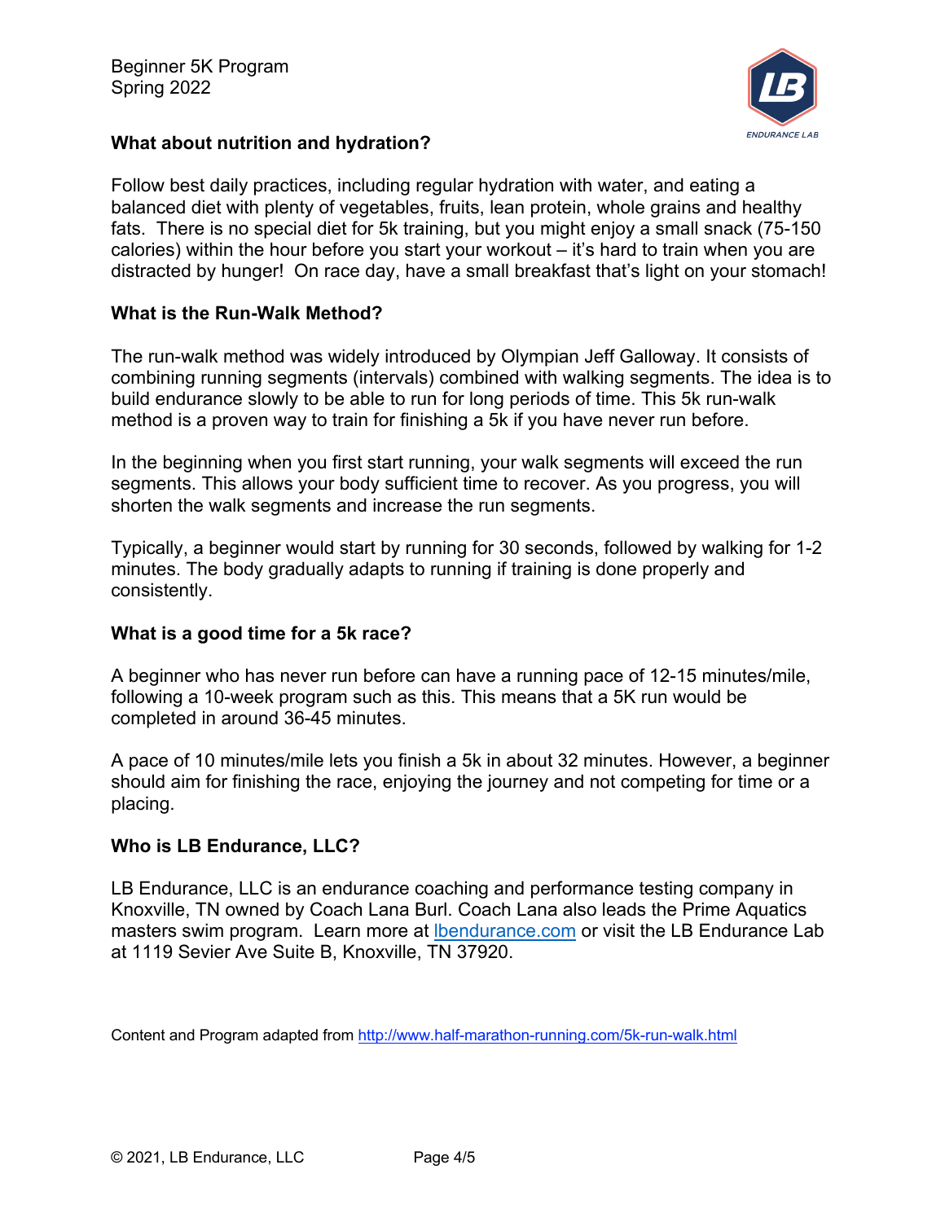## What about nutrition and hydration?

Follow best daily practices, including regular hydration with water, and eating a balanced diet with plenty of vegetables, fruits, lean protein, whole grains and healthy fats. There is no special diet for 5k training, but you might enjoy a small snack (75-150 calories) within the hour before you start your workout – it's hard to train when you are distracted by hunger! On race day, have a small breakfast that's light on your stomach!

## What is the Run-Walk Method?

The run-walk method was widely introduced by Olympian Jeff Galloway. It consists of combining running segments (intervals) combined with walking segments. The idea is to build endurance slowly to be able to run for long periods of time. This 5k run-walk method is a proven way to train for finishing a 5k if you have never run before.

In the beginning when you first start running, your walk segments will exceed the run segments. This allows your body sufficient time to recover. As you progress, you will shorten the walk segments and increase the run segments.

Typically, a beginner would start by running for 30 seconds, followed by walking for 1-2 minutes. The body gradually adapts to running if training is done properly and consistently.

## What is a good time for a 5k race?

A beginner who has never run before can have a running pace of 12-15 minutes/mile, following a 10-week program such as this. This means that a 5K run would be completed in around 36-45 minutes.

A pace of 10 minutes/mile lets you finish a 5k in about 32 minutes. However, a beginner should aim for finishing the race, enjoying the journey and not competing for time or a placing.

## Who is LB Endurance, LLC?

LB Endurance, LLC is an endurance coaching and performance testing company in Knoxville, TN owned by Coach Lana Burl. Coach Lana also leads the Prime Aquatics masters swim program. Learn more at [lbendurance.com](lbendurance.com) or visit the LB Endurance Lab at 1119 Sevier Ave Suite B, Knoxville, TN 37920.

Content and Program adapted from [http://www.half-marathon-running.com/5k-run-walk.html](http://www.half-marathon-running.com/5k-run-walk.html)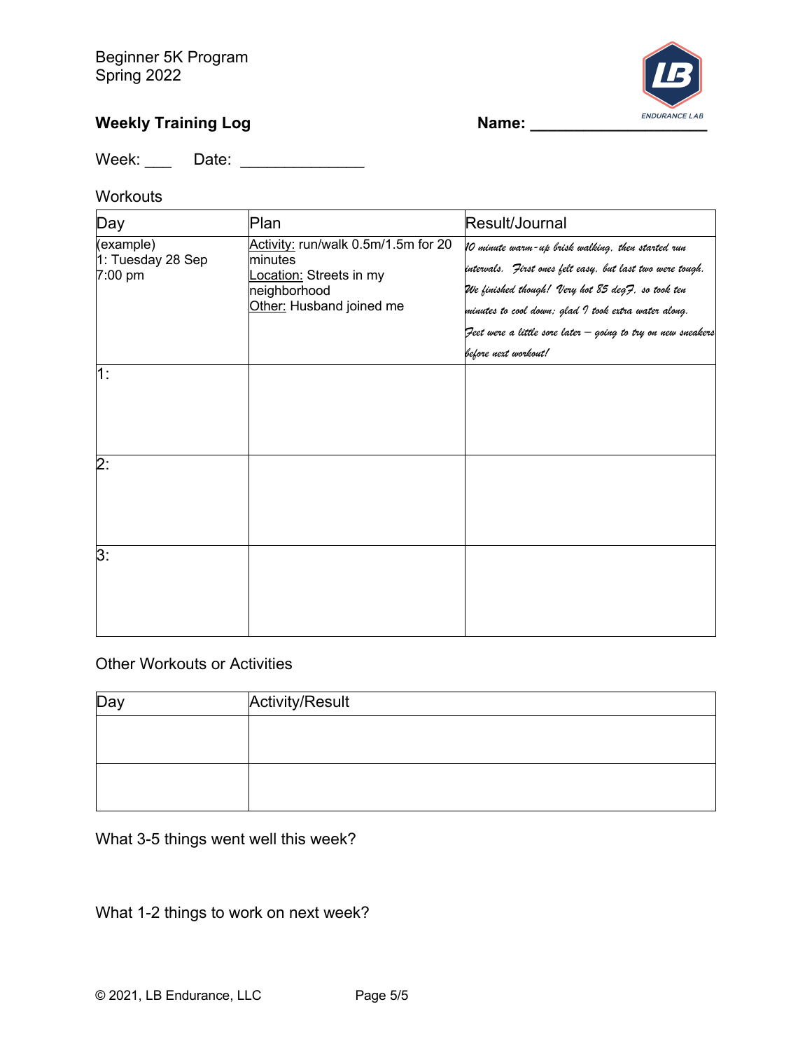Beginner 5K Program
Spring 2022

ENDURANCE LAB

**Weekly Training Log** **Name: ____________________**

Week: ___ Date: ______________

Workouts

| Day | Plan | Result/Journal |
|---|---|---|
| (example)<br>1: Tuesday 28 Sep<br>7:00 pm | Activity: run/walk 0.5m/1.5m for 20 minutes<br>Location: Streets in my neighborhood<br>Other: Husband joined me | *10 minute warm-up brisk walking, then started run intervals. First ones felt easy, but last two were tough. We finished though! Very hot 85 degF, so took ten minutes to cool down; glad I took extra water along. Feet were a little sore later – going to try on new sneakers before next workout!* |
| 1: | | |
| 2: | | |
| 3: | | |

Other Workouts or Activities

| Day | Activity/Result |
|---|---|
| | |
| | |

What 3-5 things went well this week?

What 1-2 things to work on next week?

© 2021, LB Endurance, LLC